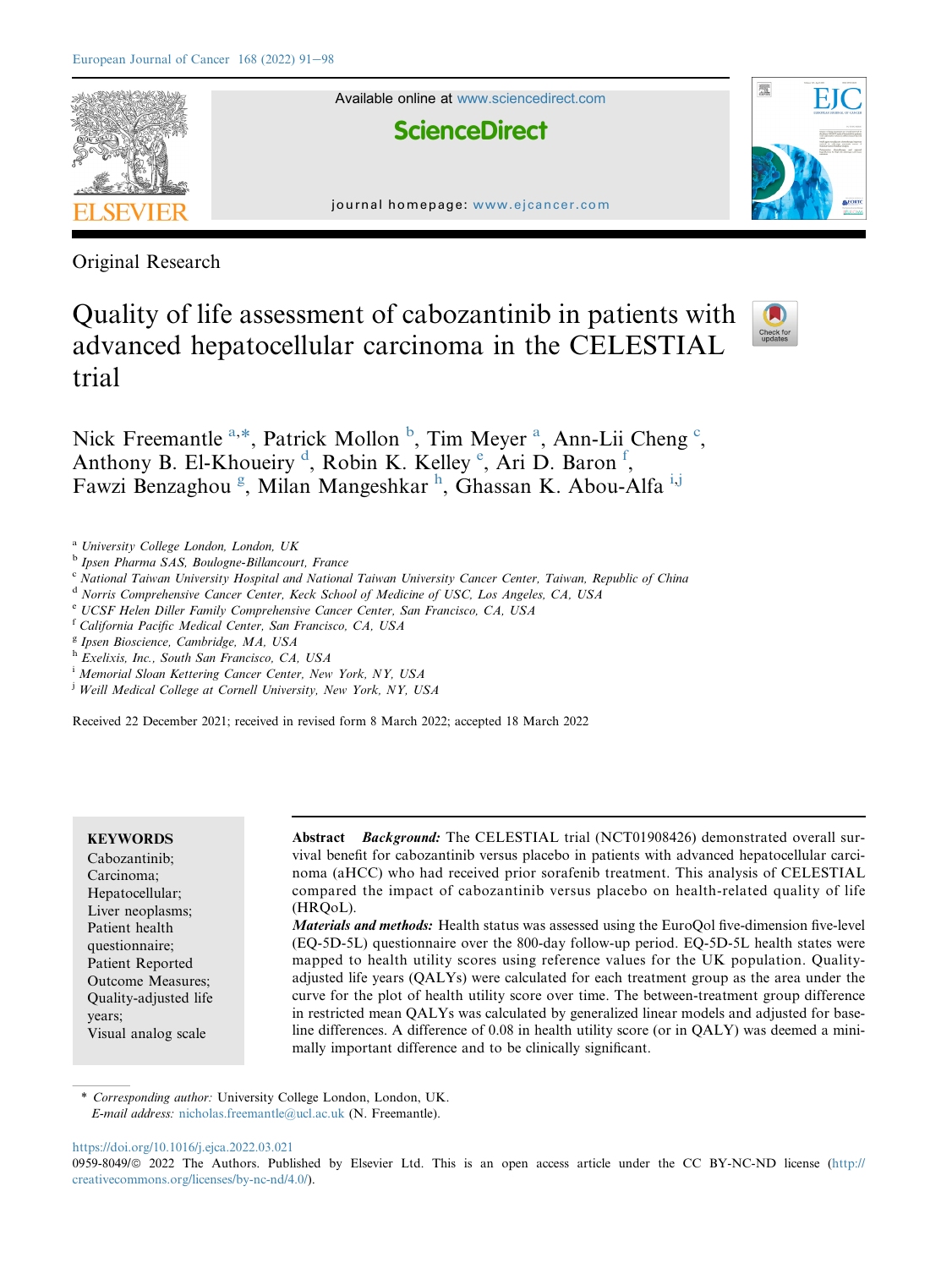Original Research

# Quality of life assessment of cabozantinib in patients with advanced hepatocellular carcinoma in the CELESTIAL trial

Nick Freemantle [a,*], Patrick Mollon [b], Tim Meyer [a], Ann-Lii Cheng [c], Anthony B. El-Khoueiry [d], Robin K. Kelley [e], Ari D. Baron [f], Fawzi Benzaghou [g], Milan Mangeshkar [h], Ghassan K. Abou-Alfa [i,j]

[a] University College London, London, UK
[b] Ipsen Pharma SAS, Boulogne-Billancourt, France
[c] National Taiwan University Hospital and National Taiwan University Cancer Center, Taiwan, Republic of China
[d] Norris Comprehensive Cancer Center, Keck School of Medicine of USC, Los Angeles, CA, USA
[e] UCSF Helen Diller Family Comprehensive Cancer Center, San Francisco, CA, USA
[f] California Pacific Medical Center, San Francisco, CA, USA
[g] Ipsen Bioscience, Cambridge, MA, USA
[h] Exelixis, Inc., South San Francisco, CA, USA
[i] Memorial Sloan Kettering Cancer Center, New York, NY, USA
[j] Weill Medical College at Cornell University, New York, NY, USA

Received 22 December 2021; received in revised form 8 March 2022; accepted 18 March 2022

**KEYWORDS**
Cabozantinib;
Carcinoma;
Hepatocellular;
Liver neoplasms;
Patient health questionnaire;
Patient Reported Outcome Measures;
Quality-adjusted life years;
Visual analog scale

**Abstract** ***Background:*** The CELESTIAL trial (NCT01908426) demonstrated overall survival benefit for cabozantinib versus placebo in patients with advanced hepatocellular carcinoma (aHCC) who had received prior sorafenib treatment. This analysis of CELESTIAL compared the impact of cabozantinib versus placebo on health-related quality of life (HRQoL).

***Materials and methods:*** Health status was assessed using the EuroQol five-dimension five-level (EQ-5D-5L) questionnaire over the 800-day follow-up period. EQ-5D-5L health states were mapped to health utility scores using reference values for the UK population. Quality-adjusted life years (QALYs) were calculated for each treatment group as the area under the curve for the plot of health utility score over time. The between-treatment group difference in restricted mean QALYs was calculated by generalized linear models and adjusted for baseline differences. A difference of 0.08 in health utility score (or in QALY) was deemed a minimally important difference and to be clinically significant.

\* *Corresponding author:* University College London, London, UK.
*E-mail address:* nicholas.freemantle@ucl.ac.uk (N. Freemantle).

https://doi.org/10.1016/j.ejca.2022.03.021
0959-8049/© 2022 The Authors. Published by Elsevier Ltd. This is an open access article under the CC BY-NC-ND license (http://creativecommons.org/licenses/by-nc-nd/4.0/).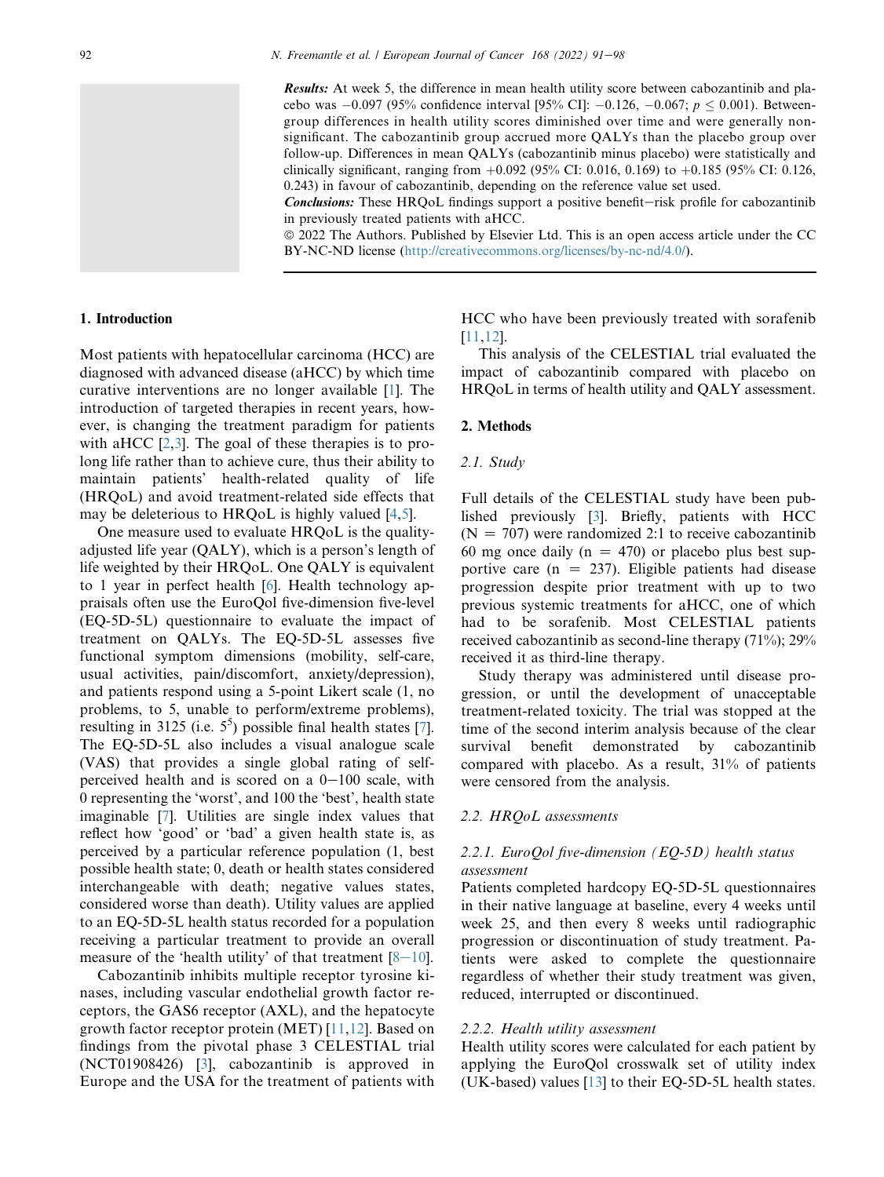**Results:** At week 5, the difference in mean health utility score between cabozantinib and placebo was −0.097 (95% confidence interval [95% CI]: −0.126, −0.067; $p \leq 0.001$). Between-group differences in health utility scores diminished over time and were generally non-significant. The cabozantinib group accrued more QALYs than the placebo group over follow-up. Differences in mean QALYs (cabozantinib minus placebo) were statistically and clinically significant, ranging from +0.092 (95% CI: 0.016, 0.169) to +0.185 (95% CI: 0.126, 0.243) in favour of cabozantinib, depending on the reference value set used.

**Conclusions:** These HRQoL findings support a positive benefit−risk profile for cabozantinib in previously treated patients with aHCC.

© 2022 The Authors. Published by Elsevier Ltd. This is an open access article under the CC BY-NC-ND license (http://creativecommons.org/licenses/by-nc-nd/4.0/).

## 1. Introduction

Most patients with hepatocellular carcinoma (HCC) are diagnosed with advanced disease (aHCC) by which time curative interventions are no longer available [1]. The introduction of targeted therapies in recent years, however, is changing the treatment paradigm for patients with aHCC [2,3]. The goal of these therapies is to prolong life rather than to achieve cure, thus their ability to maintain patients' health-related quality of life (HRQoL) and avoid treatment-related side effects that may be deleterious to HRQoL is highly valued [4,5].

One measure used to evaluate HRQoL is the quality-adjusted life year (QALY), which is a person's length of life weighted by their HRQoL. One QALY is equivalent to 1 year in perfect health [6]. Health technology appraisals often use the EuroQol five-dimension five-level (EQ-5D-5L) questionnaire to evaluate the impact of treatment on QALYs. The EQ-5D-5L assesses five functional symptom dimensions (mobility, self-care, usual activities, pain/discomfort, anxiety/depression), and patients respond using a 5-point Likert scale (1, no problems, to 5, unable to perform/extreme problems), resulting in 3125 (i.e. $5^5$) possible final health states [7]. The EQ-5D-5L also includes a visual analogue scale (VAS) that provides a single global rating of self-perceived health and is scored on a 0−100 scale, with 0 representing the 'worst', and 100 the 'best', health state imaginable [7]. Utilities are single index values that reflect how 'good' or 'bad' a given health state is, as perceived by a particular reference population (1, best possible health state; 0, death or health states considered interchangeable with death; negative values states, considered worse than death). Utility values are applied to an EQ-5D-5L health status recorded for a population receiving a particular treatment to provide an overall measure of the 'health utility' of that treatment [8−10].

Cabozantinib inhibits multiple receptor tyrosine kinases, including vascular endothelial growth factor receptors, the GAS6 receptor (AXL), and the hepatocyte growth factor receptor protein (MET) [11,12]. Based on findings from the pivotal phase 3 CELESTIAL trial (NCT01908426) [3], cabozantinib is approved in Europe and the USA for the treatment of patients with HCC who have been previously treated with sorafenib [11,12].

This analysis of the CELESTIAL trial evaluated the impact of cabozantinib compared with placebo on HRQoL in terms of health utility and QALY assessment.

## 2. Methods

### 2.1. Study

Full details of the CELESTIAL study have been published previously [3]. Briefly, patients with HCC (N = 707) were randomized 2:1 to receive cabozantinib 60 mg once daily (n = 470) or placebo plus best supportive care (n = 237). Eligible patients had disease progression despite prior treatment with up to two previous systemic treatments for aHCC, one of which had to be sorafenib. Most CELESTIAL patients received cabozantinib as second-line therapy (71%); 29% received it as third-line therapy.

Study therapy was administered until disease progression, or until the development of unacceptable treatment-related toxicity. The trial was stopped at the time of the second interim analysis because of the clear survival benefit demonstrated by cabozantinib compared with placebo. As a result, 31% of patients were censored from the analysis.

### 2.2. HRQoL assessments

#### 2.2.1. EuroQol five-dimension (EQ-5D) health status assessment

Patients completed hardcopy EQ-5D-5L questionnaires in their native language at baseline, every 4 weeks until week 25, and then every 8 weeks until radiographic progression or discontinuation of study treatment. Patients were asked to complete the questionnaire regardless of whether their study treatment was given, reduced, interrupted or discontinued.

#### 2.2.2. Health utility assessment

Health utility scores were calculated for each patient by applying the EuroQol crosswalk set of utility index (UK-based) values [13] to their EQ-5D-5L health states.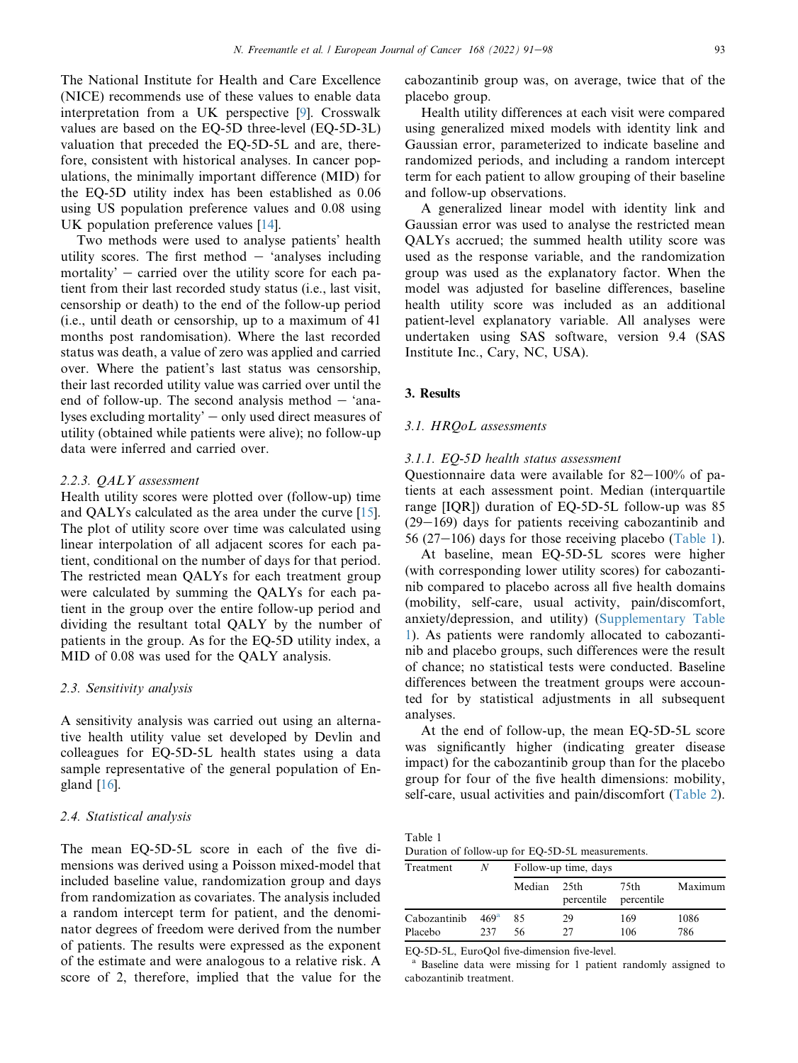The National Institute for Health and Care Excellence (NICE) recommends use of these values to enable data interpretation from a UK perspective [9]. Crosswalk values are based on the EQ-5D three-level (EQ-5D-3L) valuation that preceded the EQ-5D-5L and are, therefore, consistent with historical analyses. In cancer populations, the minimally important difference (MID) for the EQ-5D utility index has been established as 0.06 using US population preference values and 0.08 using UK population preference values [14].

Two methods were used to analyse patients' health utility scores. The first method – 'analyses including mortality' – carried over the utility score for each patient from their last recorded study status (i.e., last visit, censorship or death) to the end of the follow-up period (i.e., until death or censorship, up to a maximum of 41 months post randomisation). Where the last recorded status was death, a value of zero was applied and carried over. Where the patient's last status was censorship, their last recorded utility value was carried over until the end of follow-up. The second analysis method – 'analyses excluding mortality' – only used direct measures of utility (obtained while patients were alive); no follow-up data were inferred and carried over.

#### 2.2.3. QALY assessment

Health utility scores were plotted over (follow-up) time and QALYs calculated as the area under the curve [15]. The plot of utility score over time was calculated using linear interpolation of all adjacent scores for each patient, conditional on the number of days for that period. The restricted mean QALYs for each treatment group were calculated by summing the QALYs for each patient in the group over the entire follow-up period and dividing the resultant total QALY by the number of patients in the group. As for the EQ-5D utility index, a MID of 0.08 was used for the QALY analysis.

### 2.3. Sensitivity analysis

A sensitivity analysis was carried out using an alternative health utility value set developed by Devlin and colleagues for EQ-5D-5L health states using a data sample representative of the general population of England [16].

### 2.4. Statistical analysis

The mean EQ-5D-5L score in each of the five dimensions was derived using a Poisson mixed-model that included baseline value, randomization group and days from randomization as covariates. The analysis included a random intercept term for patient, and the denominator degrees of freedom were derived from the number of patients. The results were expressed as the exponent of the estimate and were analogous to a relative risk. A score of 2, therefore, implied that the value for the cabozantinib group was, on average, twice that of the placebo group.

Health utility differences at each visit were compared using generalized mixed models with identity link and Gaussian error, parameterized to indicate baseline and randomized periods, and including a random intercept term for each patient to allow grouping of their baseline and follow-up observations.

A generalized linear model with identity link and Gaussian error was used to analyse the restricted mean QALYs accrued; the summed health utility score was used as the response variable, and the randomization group was used as the explanatory factor. When the model was adjusted for baseline differences, baseline health utility score was included as an additional patient-level explanatory variable. All analyses were undertaken using SAS software, version 9.4 (SAS Institute Inc., Cary, NC, USA).

## 3. Results

### 3.1. HRQoL assessments

#### 3.1.1. EQ-5D health status assessment

Questionnaire data were available for 82–100% of patients at each assessment point. Median (interquartile range [IQR]) duration of EQ-5D-5L follow-up was 85 (29–169) days for patients receiving cabozantinib and 56 (27–106) days for those receiving placebo (Table 1).

At baseline, mean EQ-5D-5L scores were higher (with corresponding lower utility scores) for cabozantinib compared to placebo across all five health domains (mobility, self-care, usual activity, pain/discomfort, anxiety/depression, and utility) (Supplementary Table 1). As patients were randomly allocated to cabozantinib and placebo groups, such differences were the result of chance; no statistical tests were conducted. Baseline differences between the treatment groups were accounted for by statistical adjustments in all subsequent analyses.

At the end of follow-up, the mean EQ-5D-5L score was significantly higher (indicating greater disease impact) for the cabozantinib group than for the placebo group for four of the five health dimensions: mobility, self-care, usual activities and pain/discomfort (Table 2).

Table 1
Duration of follow-up for EQ-5D-5L measurements.

| Treatment | N | Follow-up time, days | | | |
|---|---|---|---|---|---|
| | | Median | 25th percentile | 75th percentile | Maximum |
| Cabozantinib | 469[a] | 85 | 29 | 169 | 1086 |
| Placebo | 237 | 56 | 27 | 106 | 786 |

EQ-5D-5L, EuroQol five-dimension five-level.
[a] Baseline data were missing for 1 patient randomly assigned to cabozantinib treatment.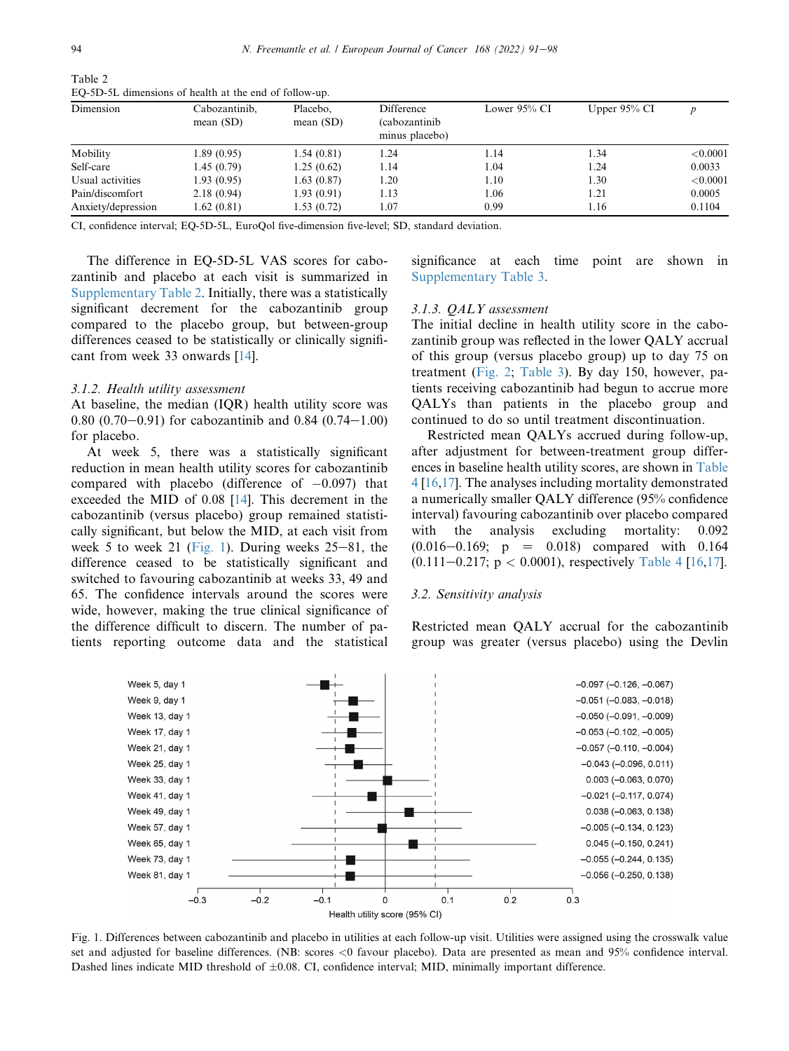Table 2
EQ-5D-5L dimensions of health at the end of follow-up.

| Dimension | Cabozantinib, mean (SD) | Placebo, mean (SD) | Difference (cabozantinib minus placebo) | Lower 95% CI | Upper 95% CI | *p* |
|---|---|---|---|---|---|---|
| Mobility | 1.89 (0.95) | 1.54 (0.81) | 1.24 | 1.14 | 1.34 | <0.0001 |
| Self-care | 1.45 (0.79) | 1.25 (0.62) | 1.14 | 1.04 | 1.24 | 0.0033 |
| Usual activities | 1.93 (0.95) | 1.63 (0.87) | 1.20 | 1.10 | 1.30 | <0.0001 |
| Pain/discomfort | 2.18 (0.94) | 1.93 (0.91) | 1.13 | 1.06 | 1.21 | 0.0005 |
| Anxiety/depression | 1.62 (0.81) | 1.53 (0.72) | 1.07 | 0.99 | 1.16 | 0.1104 |

CI, confidence interval; EQ-5D-5L, EuroQol five-dimension five-level; SD, standard deviation.

The difference in EQ-5D-5L VAS scores for cabozantinib and placebo at each visit is summarized in Supplementary Table 2. Initially, there was a statistically significant decrement for the cabozantinib group compared to the placebo group, but between-group differences ceased to be statistically or clinically significant from week 33 onwards [14].

### 3.1.2. Health utility assessment

At baseline, the median (IQR) health utility score was 0.80 (0.70–0.91) for cabozantinib and 0.84 (0.74–1.00) for placebo.

At week 5, there was a statistically significant reduction in mean health utility scores for cabozantinib compared with placebo (difference of −0.097) that exceeded the MID of 0.08 [14]. This decrement in the cabozantinib (versus placebo) group remained statistically significant, but below the MID, at each visit from week 5 to week 21 (Fig. 1). During weeks 25–81, the difference ceased to be statistically significant and switched to favouring cabozantinib at weeks 33, 49 and 65. The confidence intervals around the scores were wide, however, making the true clinical significance of the difference difficult to discern. The number of patients reporting outcome data and the statistical significance at each time point are shown in Supplementary Table 3.

### 3.1.3. QALY assessment

The initial decline in health utility score in the cabozantinib group was reflected in the lower QALY accrual of this group (versus placebo group) up to day 75 on treatment (Fig. 2; Table 3). By day 150, however, patients receiving cabozantinib had begun to accrue more QALYs than patients in the placebo group and continued to do so until treatment discontinuation.

Restricted mean QALYs accrued during follow-up, after adjustment for between-treatment group differences in baseline health utility scores, are shown in Table 4 [16,17]. The analyses including mortality demonstrated a numerically smaller QALY difference (95% confidence interval) favouring cabozantinib over placebo compared with the analysis excluding mortality: 0.092 (0.016–0.169; $p = 0.018$) compared with 0.164 (0.111–0.217; $p < 0.0001$), respectively Table 4 [16,17].

## 3.2. Sensitivity analysis

Restricted mean QALY accrual for the cabozantinib group was greater (versus placebo) using the Devlin

| Visit | Health utility score (95% CI) |
|---|---|
| Week 5, day 1 | −0.097 (−0.126, −0.067) |
| Week 9, day 1 | −0.051 (−0.083, −0.018) |
| Week 13, day 1 | −0.050 (−0.091, −0.009) |
| Week 17, day 1 | −0.053 (−0.102, −0.005) |
| Week 21, day 1 | −0.057 (−0.110, −0.004) |
| Week 25, day 1 | −0.043 (−0.096, 0.011) |
| Week 33, day 1 | 0.003 (−0.063, 0.070) |
| Week 41, day 1 | −0.021 (−0.117, 0.074) |
| Week 49, day 1 | 0.038 (−0.063, 0.138) |
| Week 57, day 1 | −0.005 (−0.134, 0.123) |
| Week 65, day 1 | 0.045 (−0.150, 0.241) |
| Week 73, day 1 | −0.055 (−0.244, 0.135) |
| Week 81, day 1 | −0.056 (−0.250, 0.138) |

Fig. 1. Differences between cabozantinib and placebo in utilities at each follow-up visit. Utilities were assigned using the crosswalk value set and adjusted for baseline differences. (NB: scores <0 favour placebo). Data are presented as mean and 95% confidence interval. Dashed lines indicate MID threshold of ±0.08. CI, confidence interval; MID, minimally important difference.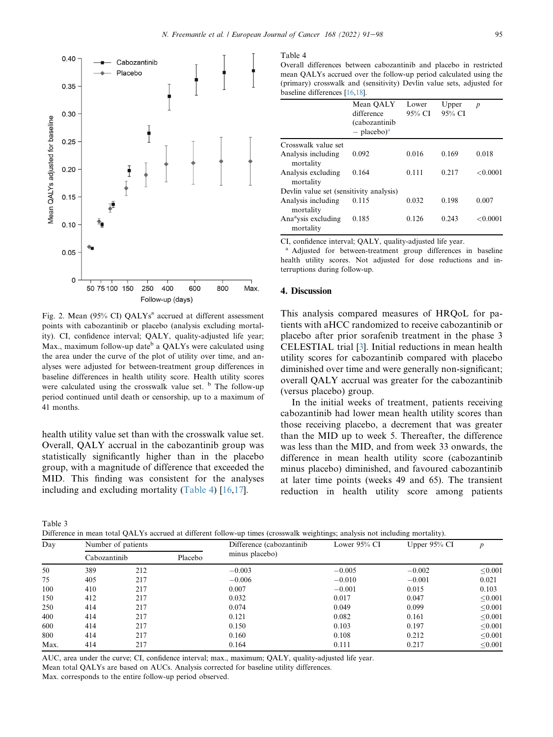Fig. 2. Mean (95% CI) QALYs[a] accrued at different assessment points with cabozantinib or placebo (analysis excluding mortality). CI, confidence interval; QALY, quality-adjusted life year; Max., maximum follow-up date[b] a QALYs were calculated using the area under the curve of the plot of utility over time, and analyses were adjusted for between-treatment group differences in baseline differences in health utility score. Health utility scores were calculated using the crosswalk value set. [b] The follow-up period continued until death or censorship, up to a maximum of 41 months.

health utility value set than with the crosswalk value set. Overall, QALY accrual in the cabozantinib group was statistically significantly higher than in the placebo group, with a magnitude of difference that exceeded the MID. This finding was consistent for the analyses including and excluding mortality (Table 4) [16,17].

Table 4
Overall differences between cabozantinib and placebo in restricted mean QALYs accrued over the follow-up period calculated using the (primary) crosswalk and (sensitivity) Devlin value sets, adjusted for baseline differences [16,18].

| | Mean QALY difference (cabozantinib − placebo)[a] | Lower 95% CI | Upper 95% CI | p |
|---|---|---|---|---|
| Crosswalk value set | | | | |
| Analysis including mortality | 0.092 | 0.016 | 0.169 | 0.018 |
| Analysis excluding mortality | 0.164 | 0.111 | 0.217 | <0.0001 |
| Devlin value set (sensitivity analysis) | | | | |
| Analysis including mortality | 0.115 | 0.032 | 0.198 | 0.007 |
| Ana[a]ysis excluding mortality | 0.185 | 0.126 | 0.243 | <0.0001 |

CI, confidence interval; QALY, quality-adjusted life year.
[a] Adjusted for between-treatment group differences in baseline health utility scores. Not adjusted for dose reductions and interruptions during follow-up.

## 4. Discussion

This analysis compared measures of HRQoL for patients with aHCC randomized to receive cabozantinib or placebo after prior sorafenib treatment in the phase 3 CELESTIAL trial [3]. Initial reductions in mean health utility scores for cabozantinib compared with placebo diminished over time and were generally non-significant; overall QALY accrual was greater for the cabozantinib (versus placebo) group.

In the initial weeks of treatment, patients receiving cabozantinib had lower mean health utility scores than those receiving placebo, a decrement that was greater than the MID up to week 5. Thereafter, the difference was less than the MID, and from week 33 onwards, the difference in mean health utility score (cabozantinib minus placebo) diminished, and favoured cabozantinib at later time points (weeks 49 and 65). The transient reduction in health utility score among patients

Table 3
Difference in mean total QALYs accrued at different follow-up times (crosswalk weightings; analysis not including mortality).

| Day | Number of patients | | Difference (cabozantinib minus placebo) | Lower 95% CI | Upper 95% CI | p |
|---|---|---|---|---|---|---|
| | Cabozantinib | Placebo | | | | |
| 50 | 389 | 212 | −0.003 | −0.005 | −0.002 | ≤0.001 |
| 75 | 405 | 217 | −0.006 | −0.010 | −0.001 | 0.021 |
| 100 | 410 | 217 | 0.007 | −0.001 | 0.015 | 0.103 |
| 150 | 412 | 217 | 0.032 | 0.017 | 0.047 | ≤0.001 |
| 250 | 414 | 217 | 0.074 | 0.049 | 0.099 | ≤0.001 |
| 400 | 414 | 217 | 0.121 | 0.082 | 0.161 | ≤0.001 |
| 600 | 414 | 217 | 0.150 | 0.103 | 0.197 | ≤0.001 |
| 800 | 414 | 217 | 0.160 | 0.108 | 0.212 | ≤0.001 |
| Max. | 414 | 217 | 0.164 | 0.111 | 0.217 | ≤0.001 |

AUC, area under the curve; CI, confidence interval; max., maximum; QALY, quality-adjusted life year.
Mean total QALYs are based on AUCs. Analysis corrected for baseline utility differences.
Max. corresponds to the entire follow-up period observed.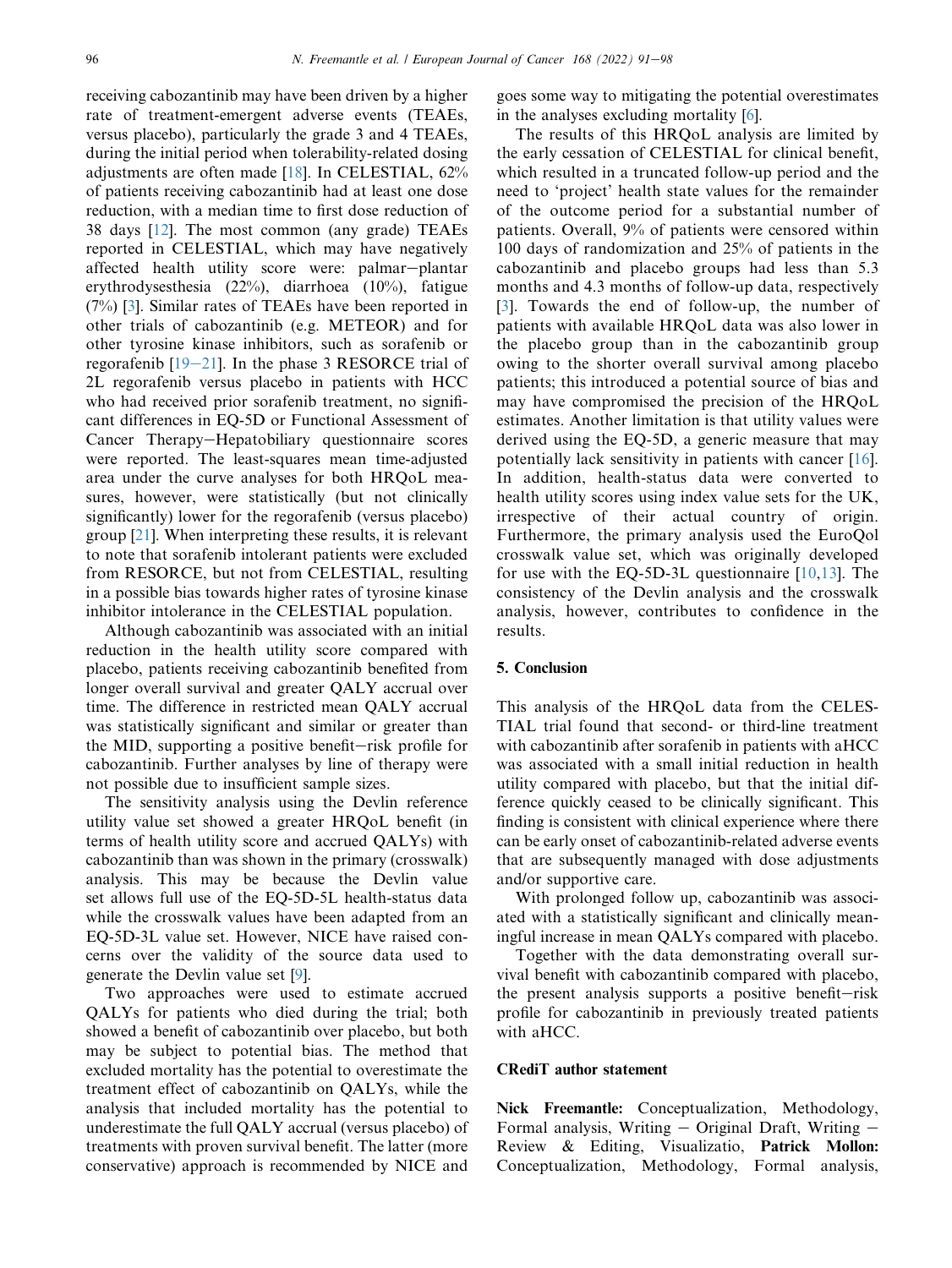receiving cabozantinib may have been driven by a higher rate of treatment-emergent adverse events (TEAEs, versus placebo), particularly the grade 3 and 4 TEAEs, during the initial period when tolerability-related dosing adjustments are often made [18]. In CELESTIAL, 62% of patients receiving cabozantinib had at least one dose reduction, with a median time to first dose reduction of 38 days [12]. The most common (any grade) TEAEs reported in CELESTIAL, which may have negatively affected health utility score were: palmar−plantar erythrodysesthesia (22%), diarrhoea (10%), fatigue (7%) [3]. Similar rates of TEAEs have been reported in other trials of cabozantinib (e.g. METEOR) and for other tyrosine kinase inhibitors, such as sorafenib or regorafenib [19−21]. In the phase 3 RESORCE trial of 2L regorafenib versus placebo in patients with HCC who had received prior sorafenib treatment, no significant differences in EQ-5D or Functional Assessment of Cancer Therapy−Hepatobiliary questionnaire scores were reported. The least-squares mean time-adjusted area under the curve analyses for both HRQoL measures, however, were statistically (but not clinically significantly) lower for the regorafenib (versus placebo) group [21]. When interpreting these results, it is relevant to note that sorafenib intolerant patients were excluded from RESORCE, but not from CELESTIAL, resulting in a possible bias towards higher rates of tyrosine kinase inhibitor intolerance in the CELESTIAL population.

Although cabozantinib was associated with an initial reduction in the health utility score compared with placebo, patients receiving cabozantinib benefited from longer overall survival and greater QALY accrual over time. The difference in restricted mean QALY accrual was statistically significant and similar or greater than the MID, supporting a positive benefit−risk profile for cabozantinib. Further analyses by line of therapy were not possible due to insufficient sample sizes.

The sensitivity analysis using the Devlin reference utility value set showed a greater HRQoL benefit (in terms of health utility score and accrued QALYs) with cabozantinib than was shown in the primary (crosswalk) analysis. This may be because the Devlin value set allows full use of the EQ-5D-5L health-status data while the crosswalk values have been adapted from an EQ-5D-3L value set. However, NICE have raised concerns over the validity of the source data used to generate the Devlin value set [9].

Two approaches were used to estimate accrued QALYs for patients who died during the trial; both showed a benefit of cabozantinib over placebo, but both may be subject to potential bias. The method that excluded mortality has the potential to overestimate the treatment effect of cabozantinib on QALYs, while the analysis that included mortality has the potential to underestimate the full QALY accrual (versus placebo) of treatments with proven survival benefit. The latter (more conservative) approach is recommended by NICE and goes some way to mitigating the potential overestimates in the analyses excluding mortality [6].

The results of this HRQoL analysis are limited by the early cessation of CELESTIAL for clinical benefit, which resulted in a truncated follow-up period and the need to 'project' health state values for the remainder of the outcome period for a substantial number of patients. Overall, 9% of patients were censored within 100 days of randomization and 25% of patients in the cabozantinib and placebo groups had less than 5.3 months and 4.3 months of follow-up data, respectively [3]. Towards the end of follow-up, the number of patients with available HRQoL data was also lower in the placebo group than in the cabozantinib group owing to the shorter overall survival among placebo patients; this introduced a potential source of bias and may have compromised the precision of the HRQoL estimates. Another limitation is that utility values were derived using the EQ-5D, a generic measure that may potentially lack sensitivity in patients with cancer [16]. In addition, health-status data were converted to health utility scores using index value sets for the UK, irrespective of their actual country of origin. Furthermore, the primary analysis used the EuroQol crosswalk value set, which was originally developed for use with the EQ-5D-3L questionnaire [10,13]. The consistency of the Devlin analysis and the crosswalk analysis, however, contributes to confidence in the results.

## 5. Conclusion

This analysis of the HRQoL data from the CELESTIAL trial found that second- or third-line treatment with cabozantinib after sorafenib in patients with aHCC was associated with a small initial reduction in health utility compared with placebo, but that the initial difference quickly ceased to be clinically significant. This finding is consistent with clinical experience where there can be early onset of cabozantinib-related adverse events that are subsequently managed with dose adjustments and/or supportive care.

With prolonged follow up, cabozantinib was associated with a statistically significant and clinically meaningful increase in mean QALYs compared with placebo.

Together with the data demonstrating overall survival benefit with cabozantinib compared with placebo, the present analysis supports a positive benefit−risk profile for cabozantinib in previously treated patients with aHCC.

## CRediT author statement

**Nick Freemantle:** Conceptualization, Methodology, Formal analysis, Writing − Original Draft, Writing − Review & Editing, Visualizatio, **Patrick Mollon:** Conceptualization, Methodology, Formal analysis,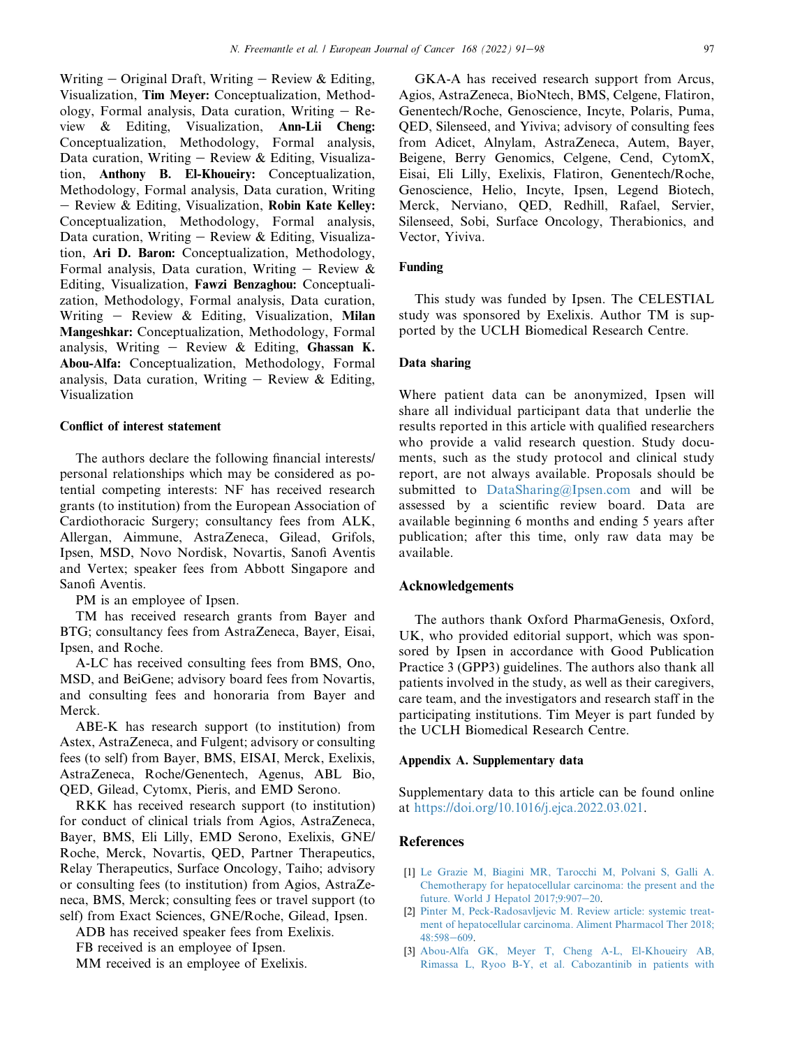Writing – Original Draft, Writing – Review & Editing, Visualization, **Tim Meyer:** Conceptualization, Methodology, Formal analysis, Data curation, Writing – Review & Editing, Visualization, **Ann-Lii Cheng:** Conceptualization, Methodology, Formal analysis, Data curation, Writing – Review & Editing, Visualization, **Anthony B. El-Khoueiry:** Conceptualization, Methodology, Formal analysis, Data curation, Writing – Review & Editing, Visualization, **Robin Kate Kelley:** Conceptualization, Methodology, Formal analysis, Data curation, Writing – Review & Editing, Visualization, **Ari D. Baron:** Conceptualization, Methodology, Formal analysis, Data curation, Writing – Review & Editing, Visualization, **Fawzi Benzaghou:** Conceptualization, Methodology, Formal analysis, Data curation, Writing – Review & Editing, Visualization, **Milan Mangeshkar:** Conceptualization, Methodology, Formal analysis, Writing – Review & Editing, **Ghassan K. Abou-Alfa:** Conceptualization, Methodology, Formal analysis, Data curation, Writing – Review & Editing, Visualization

### Conflict of interest statement

The authors declare the following financial interests/personal relationships which may be considered as potential competing interests: NF has received research grants (to institution) from the European Association of Cardiothoracic Surgery; consultancy fees from ALK, Allergan, Aimmune, AstraZeneca, Gilead, Grifols, Ipsen, MSD, Novo Nordisk, Novartis, Sanofi Aventis and Vertex; speaker fees from Abbott Singapore and Sanofi Aventis.

PM is an employee of Ipsen.

TM has received research grants from Bayer and BTG; consultancy fees from AstraZeneca, Bayer, Eisai, Ipsen, and Roche.

A-LC has received consulting fees from BMS, Ono, MSD, and BeiGene; advisory board fees from Novartis, and consulting fees and honoraria from Bayer and Merck.

ABE-K has research support (to institution) from Astex, AstraZeneca, and Fulgent; advisory or consulting fees (to self) from Bayer, BMS, EISAI, Merck, Exelixis, AstraZeneca, Roche/Genentech, Agenus, ABL Bio, QED, Gilead, Cytomx, Pieris, and EMD Serono.

RKK has received research support (to institution) for conduct of clinical trials from Agios, AstraZeneca, Bayer, BMS, Eli Lilly, EMD Serono, Exelixis, GNE/Roche, Merck, Novartis, QED, Partner Therapeutics, Relay Therapeutics, Surface Oncology, Taiho; advisory or consulting fees (to institution) from Agios, AstraZeneca, BMS, Merck; consulting fees or travel support (to self) from Exact Sciences, GNE/Roche, Gilead, Ipsen.

ADB has received speaker fees from Exelixis.

FB received is an employee of Ipsen.

MM received is an employee of Exelixis.

GKA-A has received research support from Arcus, Agios, AstraZeneca, BioNtech, BMS, Celgene, Flatiron, Genentech/Roche, Genoscience, Incyte, Polaris, Puma, QED, Silenseed, and Yiviva; advisory of consulting fees from Adicet, Alnylam, AstraZeneca, Autem, Bayer, Beigene, Berry Genomics, Celgene, Cend, CytomX, Eisai, Eli Lilly, Exelixis, Flatiron, Genentech/Roche, Genoscience, Helio, Incyte, Ipsen, Legend Biotech, Merck, Nerviano, QED, Redhill, Rafael, Servier, Silenseed, Sobi, Surface Oncology, Therabionics, and Vector, Yiviva.

### Funding

This study was funded by Ipsen. The CELESTIAL study was sponsored by Exelixis. Author TM is supported by the UCLH Biomedical Research Centre.

### Data sharing

Where patient data can be anonymized, Ipsen will share all individual participant data that underlie the results reported in this article with qualified researchers who provide a valid research question. Study documents, such as the study protocol and clinical study report, are not always available. Proposals should be submitted to DataSharing@Ipsen.com and will be assessed by a scientific review board. Data are available beginning 6 months and ending 5 years after publication; after this time, only raw data may be available.

## Acknowledgements

The authors thank Oxford PharmaGenesis, Oxford, UK, who provided editorial support, which was sponsored by Ipsen in accordance with Good Publication Practice 3 (GPP3) guidelines. The authors also thank all patients involved in the study, as well as their caregivers, care team, and the investigators and research staff in the participating institutions. Tim Meyer is part funded by the UCLH Biomedical Research Centre.

### Appendix A. Supplementary data

Supplementary data to this article can be found online at https://doi.org/10.1016/j.ejca.2022.03.021.

## References

[1] Le Grazie M, Biagini MR, Tarocchi M, Polvani S, Galli A. Chemotherapy for hepatocellular carcinoma: the present and the future. World J Hepatol 2017;9:907–20.

[2] Pinter M, Peck-Radosavljevic M. Review article: systemic treatment of hepatocellular carcinoma. Aliment Pharmacol Ther 2018; 48:598–609.

[3] Abou-Alfa GK, Meyer T, Cheng A-L, El-Khoueiry AB, Rimassa L, Ryoo B-Y, et al. Cabozantinib in patients with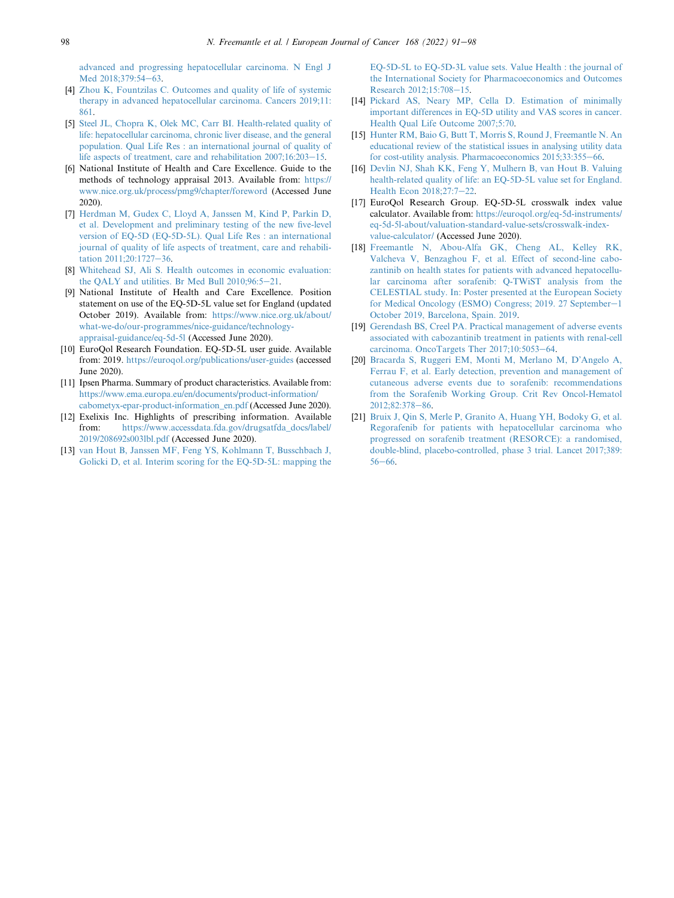advanced and progressing hepatocellular carcinoma. N Engl J Med 2018;379:54–63.

[4] Zhou K, Fountzilas C. Outcomes and quality of life of systemic therapy in advanced hepatocellular carcinoma. Cancers 2019;11:861.

[5] Steel JL, Chopra K, Olek MC, Carr BI. Health-related quality of life: hepatocellular carcinoma, chronic liver disease, and the general population. Qual Life Res : an international journal of quality of life aspects of treatment, care and rehabilitation 2007;16:203–15.

[6] National Institute of Health and Care Excellence. Guide to the methods of technology appraisal 2013. Available from: https://www.nice.org.uk/process/pmg9/chapter/foreword (Accessed June 2020).

[7] Herdman M, Gudex C, Lloyd A, Janssen M, Kind P, Parkin D, et al. Development and preliminary testing of the new five-level version of EQ-5D (EQ-5D-5L). Qual Life Res : an international journal of quality of life aspects of treatment, care and rehabilitation 2011;20:1727–36.

[8] Whitehead SJ, Ali S. Health outcomes in economic evaluation: the QALY and utilities. Br Med Bull 2010;96:5–21.

[9] National Institute of Health and Care Excellence. Position statement on use of the EQ-5D-5L value set for England (updated October 2019). Available from: https://www.nice.org.uk/about/what-we-do/our-programmes/nice-guidance/technology-appraisal-guidance/eq-5d-5l (Accessed June 2020).

[10] EuroQol Research Foundation. EQ-5D-5L user guide. Available from: 2019. https://euroqol.org/publications/user-guides (accessed June 2020).

[11] Ipsen Pharma. Summary of product characteristics. Available from: https://www.ema.europa.eu/en/documents/product-information/cabometyx-epar-product-information_en.pdf (Accessed June 2020).

[12] Exelixis Inc. Highlights of prescribing information. Available from: https://www.accessdata.fda.gov/drugsatfda_docs/label/2019/208692s003lbl.pdf (Accessed June 2020).

[13] van Hout B, Janssen MF, Feng YS, Kohlmann T, Busschbach J, Golicki D, et al. Interim scoring for the EQ-5D-5L: mapping the EQ-5D-5L to EQ-5D-3L value sets. Value Health : the journal of the International Society for Pharmacoeconomics and Outcomes Research 2012;15:708–15.

[14] Pickard AS, Neary MP, Cella D. Estimation of minimally important differences in EQ-5D utility and VAS scores in cancer. Health Qual Life Outcome 2007;5:70.

[15] Hunter RM, Baio G, Butt T, Morris S, Round J, Freemantle N. An educational review of the statistical issues in analysing utility data for cost-utility analysis. Pharmacoeconomics 2015;33:355–66.

[16] Devlin NJ, Shah KK, Feng Y, Mulhern B, van Hout B. Valuing health-related quality of life: an EQ-5D-5L value set for England. Health Econ 2018;27:7–22.

[17] EuroQol Research Group. EQ-5D-5L crosswalk index value calculator. Available from: https://euroqol.org/eq-5d-instruments/eq-5d-5l-about/valuation-standard-value-sets/crosswalk-index-value-calculator/ (Accessed June 2020).

[18] Freemantle N, Abou-Alfa GK, Cheng AL, Kelley RK, Valcheva V, Benzaghou F, et al. Effect of second-line cabozantinib on health states for patients with advanced hepatocellular carcinoma after sorafenib: Q-TWiST analysis from the CELESTIAL study. In: Poster presented at the European Society for Medical Oncology (ESMO) Congress; 2019. 27 September–1 October 2019, Barcelona, Spain. 2019.

[19] Gerendash BS, Creel PA. Practical management of adverse events associated with cabozantinib treatment in patients with renal-cell carcinoma. OncoTargets Ther 2017;10:5053–64.

[20] Bracarda S, Ruggeri EM, Monti M, Merlano M, D'Angelo A, Ferrau F, et al. Early detection, prevention and management of cutaneous adverse events due to sorafenib: recommendations from the Sorafenib Working Group. Crit Rev Oncol-Hematol 2012;82:378–86.

[21] Bruix J, Qin S, Merle P, Granito A, Huang YH, Bodoky G, et al. Regorafenib for patients with hepatocellular carcinoma who progressed on sorafenib treatment (RESORCE): a randomised, double-blind, placebo-controlled, phase 3 trial. Lancet 2017;389:56–66.